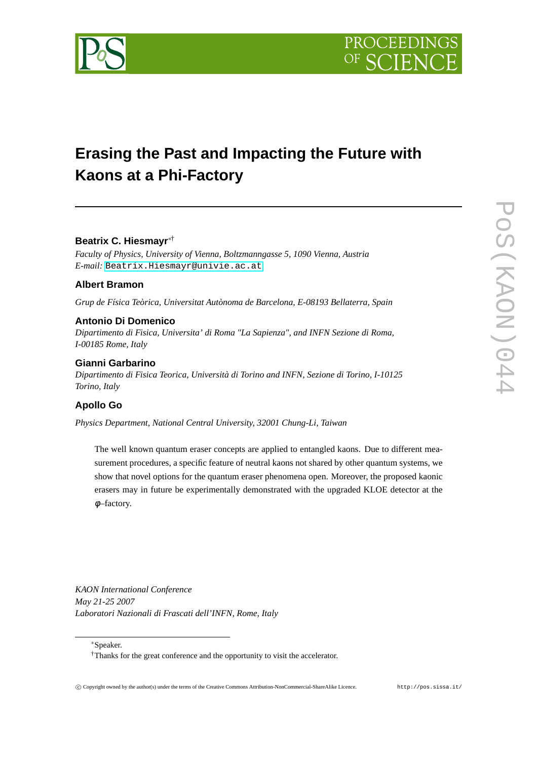# Erasing the Past and Impacting the Future with Kaons at a Phi-Factory

**Beatrix C. Hiesmayr**[∗†]

*Faculty of Physics, University of Vienna, Boltzmanngasse 5, 1090 Vienna, Austria*
*E-mail:* Beatrix.Hiesmayr@univie.ac.at

**Albert Bramon**

*Grup de Física Teòrica, Universitat Autònoma de Barcelona, E-08193 Bellaterra, Spain*

**Antonio Di Domenico**

*Dipartimento di Fisica, Universita' di Roma "La Sapienza", and INFN Sezione di Roma, I-00185 Rome, Italy*

**Gianni Garbarino**

*Dipartimento di Fisica Teorica, Università di Torino and INFN, Sezione di Torino, I-10125 Torino, Italy*

**Apollo Go**

*Physics Department, National Central University, 32001 Chung-Li, Taiwan*

The well known quantum eraser concepts are applied to entangled kaons. Due to different measurement procedures, a specific feature of neutral kaons not shared by other quantum systems, we show that novel options for the quantum eraser phenomena open. Moreover, the proposed kaonic erasers may in future be experimentally demonstrated with the upgraded KLOE detector at the $\phi$–factory.

*KAON International Conference*
*May 21-25 2007*
*Laboratori Nazionali di Frascati dell'INFN, Rome, Italy*

[∗]Speaker.
[†]Thanks for the great conference and the opportunity to visit the accelerator.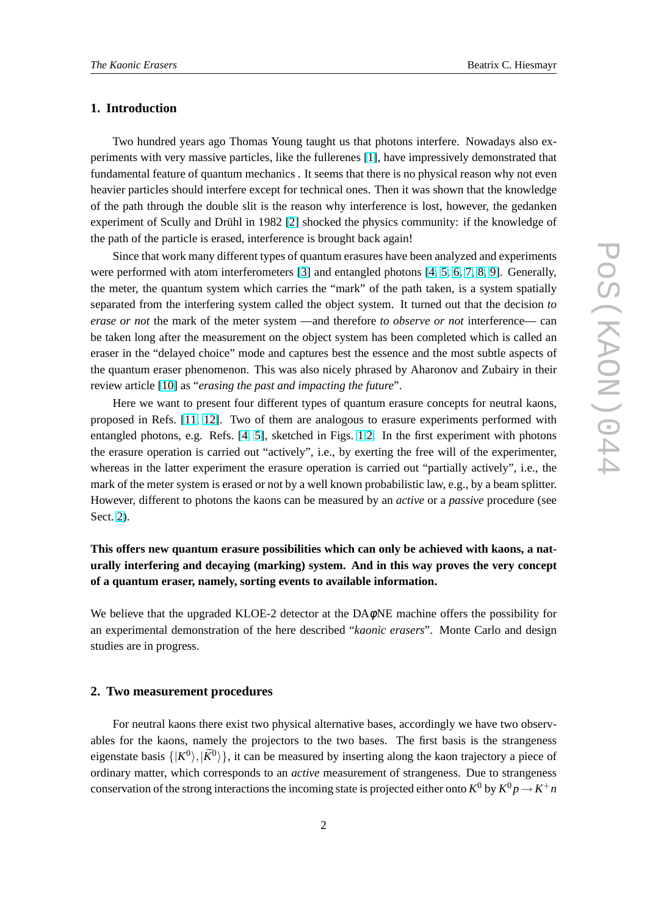## 1. Introduction

Two hundred years ago Thomas Young taught us that photons interfere. Nowadays also experiments with very massive particles, like the fullerenes [1], have impressively demonstrated that fundamental feature of quantum mechanics . It seems that there is no physical reason why not even heavier particles should interfere except for technical ones. Then it was shown that the knowledge of the path through the double slit is the reason why interference is lost, however, the gedanken experiment of Scully and Drühl in 1982 [2] shocked the physics community: if the knowledge of the path of the particle is erased, interference is brought back again!

Since that work many different types of quantum erasures have been analyzed and experiments were performed with atom interferometers [3] and entangled photons [4, 5, 6, 7, 8, 9]. Generally, the meter, the quantum system which carries the "mark" of the path taken, is a system spatially separated from the interfering system called the object system. It turned out that the decision *to erase or not* the mark of the meter system —and therefore *to observe or not* interference— can be taken long after the measurement on the object system has been completed which is called an eraser in the "delayed choice" mode and captures best the essence and the most subtle aspects of the quantum eraser phenomenon. This was also nicely phrased by Aharonov and Zubairy in their review article [10] as "*erasing the past and impacting the future*".

Here we want to present four different types of quantum erasure concepts for neutral kaons, proposed in Refs. [11, 12]. Two of them are analogous to erasure experiments performed with entangled photons, e.g. Refs. [4, 5], sketched in Figs. 1,2. In the first experiment with photons the erasure operation is carried out "actively", i.e., by exerting the free will of the experimenter, whereas in the latter experiment the erasure operation is carried out "partially actively", i.e., the mark of the meter system is erased or not by a well known probabilistic law, e.g., by a beam splitter. However, different to photons the kaons can be measured by an *active* or a *passive* procedure (see Sect. 2).

**This offers new quantum erasure possibilities which can only be achieved with kaons, a naturally interfering and decaying (marking) system. And in this way proves the very concept of a quantum eraser, namely, sorting events to available information.**

We believe that the upgraded KLOE-2 detector at the DA$\phi$NE machine offers the possibility for an experimental demonstration of the here described "*kaonic erasers*". Monte Carlo and design studies are in progress.

## 2. Two measurement procedures

For neutral kaons there exist two physical alternative bases, accordingly we have two observables for the kaons, namely the projectors to the two bases. The first basis is the strangeness eigenstate basis $\{|K^0\rangle, |\bar{K}^0\rangle\}$, it can be measured by inserting along the kaon trajectory a piece of ordinary matter, which corresponds to an *active* measurement of strangeness. Due to strangeness conservation of the strong interactions the incoming state is projected either onto $K^0$ by $K^0 p \rightarrow K^+ n$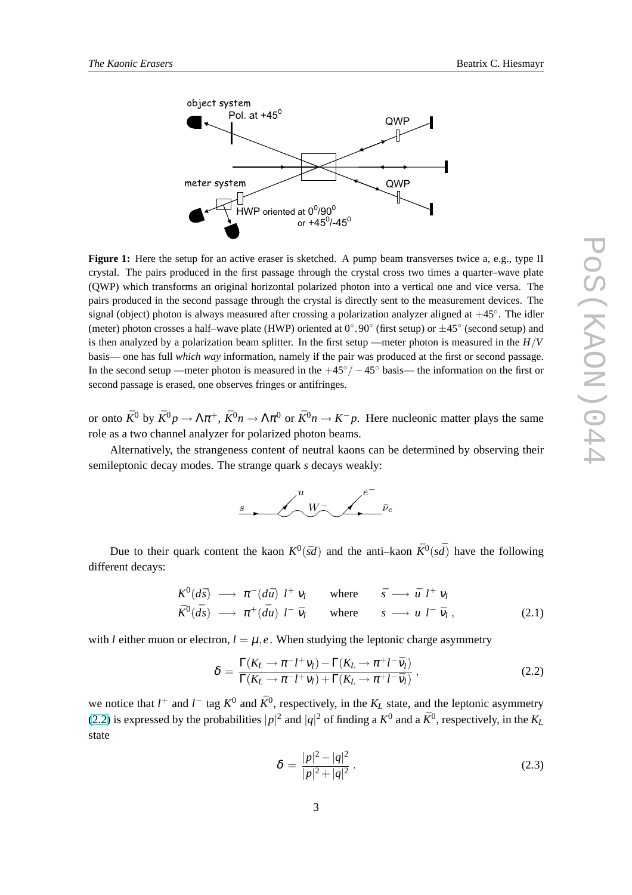**Figure 1:** Here the setup for an active eraser is sketched. A pump beam transverses twice a, e.g., type II crystal. The pairs produced in the first passage through the crystal cross two times a quarter–wave plate (QWP) which transforms an original horizontal polarized photon into a vertical one and vice versa. The pairs produced in the second passage through the crystal is directly sent to the measurement devices. The signal (object) photon is always measured after crossing a polarization analyzer aligned at $+45^\circ$. The idler (meter) photon crosses a half–wave plate (HWP) oriented at $0^\circ, 90^\circ$ (first setup) or $\pm 45^\circ$ (second setup) and is then analyzed by a polarization beam splitter. In the first setup —meter photon is measured in the $H/V$ basis— one has full *which way* information, namely if the pair was produced at the first or second passage. In the second setup —meter photon is measured in the $+45^\circ/-45^\circ$ basis— the information on the first or second passage is erased, one observes fringes or antifringes.

or onto $\bar{K}^0$ by $\bar{K}^0 p \to \Lambda\pi^+$, $\bar{K}^0 n \to \Lambda\pi^0$ or $\bar{K}^0 n \to K^- p$. Here nucleonic matter plays the same role as a two channel analyzer for polarized photon beams.

Alternatively, the strangeness content of neutral kaons can be determined by observing their semileptonic decay modes. The strange quark $s$ decays weakly:

Due to their quark content the kaon $K^0(\bar{s}d)$ and the anti–kaon $\bar{K}^0(s\bar{d})$ have the following different decays:

$$
\begin{aligned}
K^0(d\bar{s}) \;&\longrightarrow\; \pi^-(d\bar{u})\; l^+\; \nu_l \qquad \text{where} \qquad \bar{s} \longrightarrow \bar{u}\; l^+\; \nu_l \\
\bar{K}^0(\bar{d}s) \;&\longrightarrow\; \pi^+(\bar{d}u)\; l^-\; \bar{\nu}_l \qquad \text{where} \qquad s \longrightarrow u\; l^-\; \bar{\nu}_l\;,
\end{aligned}
\tag{2.1}
$$

with $l$ either muon or electron, $l = \mu, e$. When studying the leptonic charge asymmetry

$$
\delta \,=\, \frac{\Gamma(K_L \to \pi^- l^+ \nu_l) - \Gamma(K_L \to \pi^+ l^- \bar{\nu}_l)}{\Gamma(K_L \to \pi^- l^+ \nu_l) + \Gamma(K_L \to \pi^+ l^- \bar{\nu}_l)}\,,
\tag{2.2}
$$

we notice that $l^+$ and $l^-$ tag $K^0$ and $\bar{K}^0$, respectively, in the $K_L$ state, and the leptonic asymmetry (2.2) is expressed by the probabilities $|p|^2$ and $|q|^2$ of finding a $K^0$ and a $\bar{K}^0$, respectively, in the $K_L$ state

$$
\delta \,=\, \frac{|p|^2 - |q|^2}{|p|^2 + |q|^2}\,.
\tag{2.3}
$$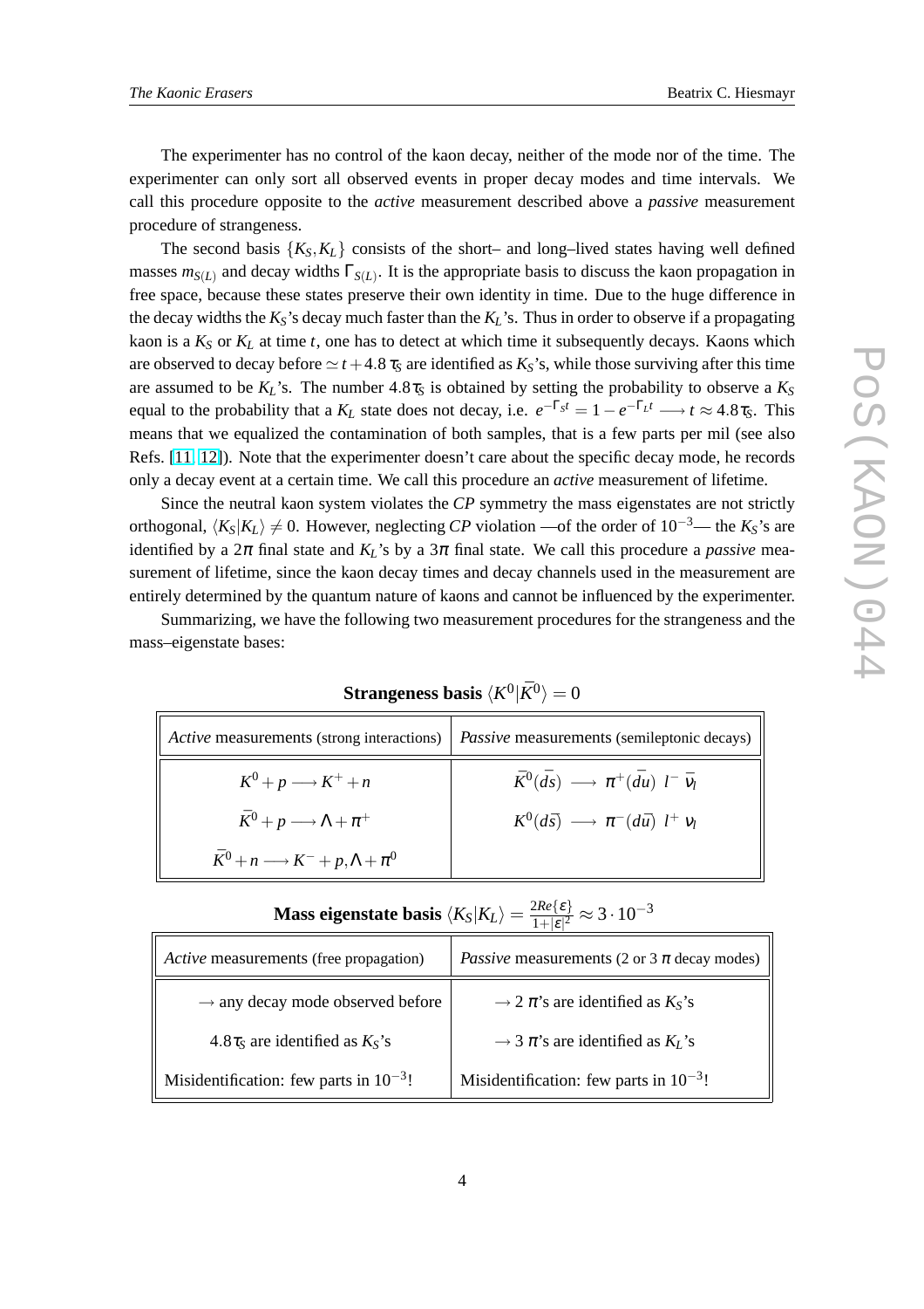The experimenter has no control of the kaon decay, neither of the mode nor of the time. The experimenter can only sort all observed events in proper decay modes and time intervals. We call this procedure opposite to the *active* measurement described above a *passive* measurement procedure of strangeness.

The second basis $\{K_S, K_L\}$ consists of the short– and long–lived states having well defined masses $m_{S(L)}$ and decay widths $\Gamma_{S(L)}$. It is the appropriate basis to discuss the kaon propagation in free space, because these states preserve their own identity in time. Due to the huge difference in the decay widths the $K_S$'s decay much faster than the $K_L$'s. Thus in order to observe if a propagating kaon is a $K_S$ or $K_L$ at time $t$, one has to detect at which time it subsequently decays. Kaons which are observed to decay before $\simeq t + 4.8\,\tau_S$ are identified as $K_S$'s, while those surviving after this time are assumed to be $K_L$'s. The number $4.8\tau_S$ is obtained by setting the probability to observe a $K_S$ equal to the probability that a $K_L$ state does not decay, i.e. $e^{-\Gamma_S t} = 1 - e^{-\Gamma_L t} \longrightarrow t \approx 4.8\tau_S$. This means that we equalized the contamination of both samples, that is a few parts per mil (see also Refs. [11, 12]). Note that the experimenter doesn't care about the specific decay mode, he records only a decay event at a certain time. We call this procedure an *active* measurement of lifetime.

Since the neutral kaon system violates the *CP* symmetry the mass eigenstates are not strictly orthogonal, $\langle K_S | K_L \rangle \neq 0$. However, neglecting *CP* violation —of the order of $10^{-3}$— the $K_S$'s are identified by a $2\pi$ final state and $K_L$'s by a $3\pi$ final state. We call this procedure a *passive* measurement of lifetime, since the kaon decay times and decay channels used in the measurement are entirely determined by the quantum nature of kaons and cannot be influenced by the experimenter.

Summarizing, we have the following two measurement procedures for the strangeness and the mass–eigenstate bases:

**Strangeness basis $\langle K^0 | \bar{K}^0 \rangle = 0$**

| *Active* measurements (strong interactions) | *Passive* measurements (semileptonic decays) |
|---|---|
| $K^0 + p \longrightarrow K^+ + n$ | $\bar{K}^0(\bar{d}s) \longrightarrow \pi^+(\bar{d}u)\ l^-\ \bar{\nu}_l$ |
| $\bar{K}^0 + p \longrightarrow \Lambda + \pi^+$ | $K^0(d\bar{s}) \longrightarrow \pi^-(d\bar{u})\ l^+\ \nu_l$ |
| $\bar{K}^0 + n \longrightarrow K^- + p, \Lambda + \pi^0$ | |

**Mass eigenstate basis $\langle K_S | K_L \rangle = \frac{2Re\{\varepsilon\}}{1+|\varepsilon|^2} \approx 3 \cdot 10^{-3}$**

| *Active* measurements (free propagation) | *Passive* measurements (2 or 3 $\pi$ decay modes) |
|---|---|
| $\rightarrow$ any decay mode observed before | $\rightarrow 2\ \pi$'s are identified as $K_S$'s |
| $4.8\tau_S$ are identified as $K_S$'s | $\rightarrow 3\ \pi$'s are identified as $K_L$'s |
| Misidentification: few parts in $10^{-3}$! | Misidentification: few parts in $10^{-3}$! |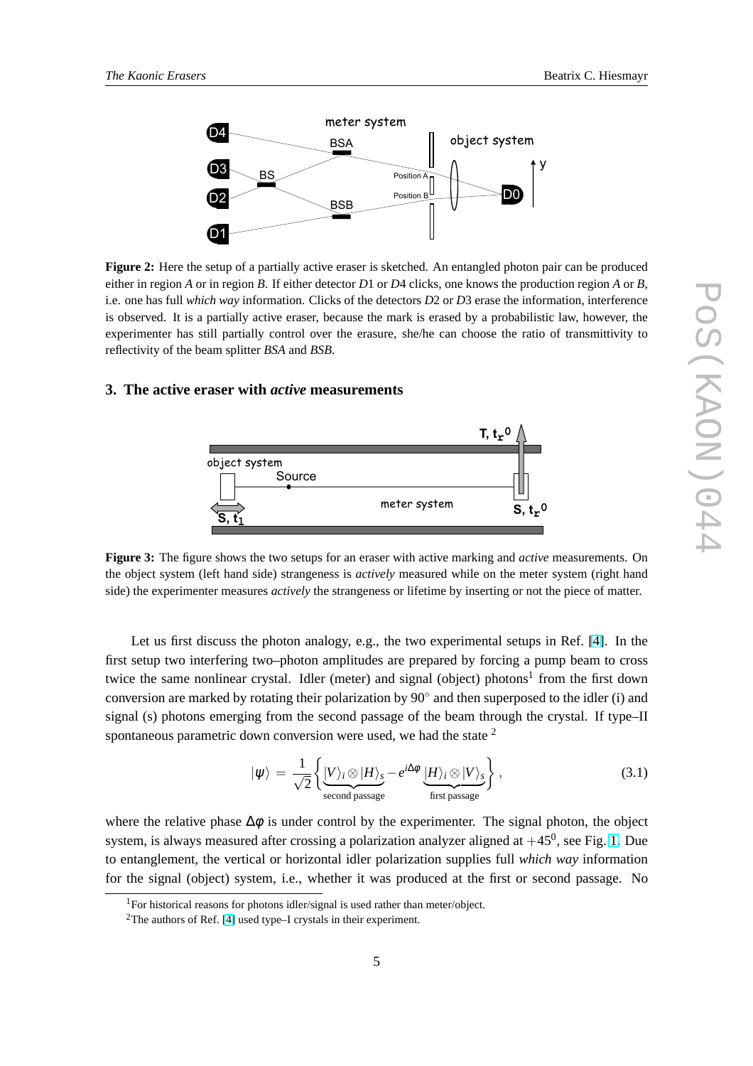**Figure 2:** Here the setup of a partially active eraser is sketched. An entangled photon pair can be produced either in region *A* or in region *B*. If either detector *D*1 or *D*4 clicks, one knows the production region *A* or *B*, i.e. one has full *which way* information. Clicks of the detectors *D*2 or *D*3 erase the information, interference is observed. It is a partially active eraser, because the mark is erased by a probabilistic law, however, the experimenter has still partially control over the erasure, she/he can choose the ratio of transmittivity to reflectivity of the beam splitter *BSA* and *BSB*.

## 3. The active eraser with *active* measurements

**Figure 3:** The figure shows the two setups for an eraser with active marking and *active* measurements. On the object system (left hand side) strangeness is *actively* measured while on the meter system (right hand side) the experimenter measures *actively* the strangeness or lifetime by inserting or not the piece of matter.

Let us first discuss the photon analogy, e.g., the two experimental setups in Ref. [4]. In the first setup two interfering two–photon amplitudes are prepared by forcing a pump beam to cross twice the same nonlinear crystal. Idler (meter) and signal (object) photons[1] from the first down conversion are marked by rotating their polarization by 90° and then superposed to the idler (i) and signal (s) photons emerging from the second passage of the beam through the crystal. If type–II spontaneous parametric down conversion were used, we had the state [2]

$$|\psi\rangle = \frac{1}{\sqrt{2}}\left\{\underbrace{|V\rangle_i \otimes |H\rangle_s}_{\text{second passage}} - e^{i\Delta\phi}\underbrace{|H\rangle_i \otimes |V\rangle_s}_{\text{first passage}}\right\}, \tag{3.1}$$

where the relative phase $\Delta\phi$ is under control by the experimenter. The signal photon, the object system, is always measured after crossing a polarization analyzer aligned at $+45^0$, see Fig. 1. Due to entanglement, the vertical or horizontal idler polarization supplies full *which way* information for the signal (object) system, i.e., whether it was produced at the first or second passage. No

[1] For historical reasons for photons idler/signal is used rather than meter/object.

[2] The authors of Ref. [4] used type–I crystals in their experiment.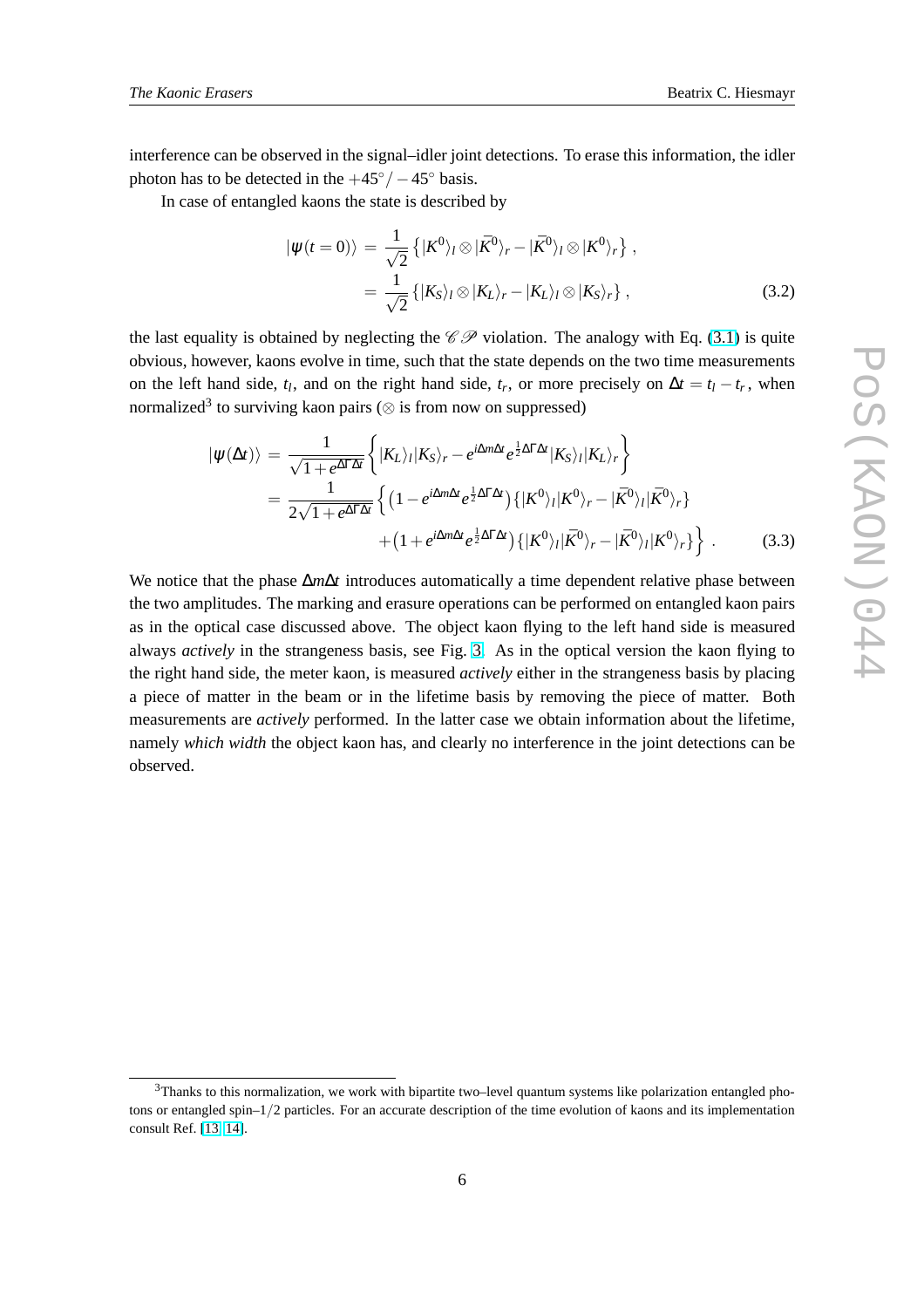interference can be observed in the signal–idler joint detections. To erase this information, the idler photon has to be detected in the $+45^\circ/-45^\circ$ basis.

In case of entangled kaons the state is described by

$$
\begin{aligned}
|\psi(t=0)\rangle &= \frac{1}{\sqrt{2}}\left\{|K^0\rangle_l \otimes |\bar{K}^0\rangle_r - |\bar{K}^0\rangle_l \otimes |K^0\rangle_r\right\}, \\
&= \frac{1}{\sqrt{2}}\left\{|K_S\rangle_l \otimes |K_L\rangle_r - |K_L\rangle_l \otimes |K_S\rangle_r\right\}, \qquad (3.2)
\end{aligned}
$$

the last equality is obtained by neglecting the $\mathscr{CP}$ violation. The analogy with Eq. (3.1) is quite obvious, however, kaons evolve in time, such that the state depends on the two time measurements on the left hand side, $t_l$, and on the right hand side, $t_r$, or more precisely on $\Delta t = t_l - t_r$, when normalized[3] to surviving kaon pairs ($\otimes$ is from now on suppressed)

$$
\begin{aligned}
|\psi(\Delta t)\rangle &= \frac{1}{\sqrt{1+e^{\Delta\Gamma\Delta t}}}\left\{|K_L\rangle_l|K_S\rangle_r - e^{i\Delta m\Delta t}e^{\frac{1}{2}\Delta\Gamma\Delta t}|K_S\rangle_l|K_L\rangle_r\right\} \\
&= \frac{1}{2\sqrt{1+e^{\Delta\Gamma\Delta t}}}\Big\{\left(1-e^{i\Delta m\Delta t}e^{\frac{1}{2}\Delta\Gamma\Delta t}\right)\left\{|K^0\rangle_l|K^0\rangle_r - |\bar{K}^0\rangle_l|\bar{K}^0\rangle_r\right\} \\
&\qquad + \left(1+e^{i\Delta m\Delta t}e^{\frac{1}{2}\Delta\Gamma\Delta t}\right)\left\{|K^0\rangle_l|\bar{K}^0\rangle_r - |\bar{K}^0\rangle_l|K^0\rangle_r\right\}\Big\}. \qquad (3.3)
\end{aligned}
$$

We notice that the phase $\Delta m\Delta t$ introduces automatically a time dependent relative phase between the two amplitudes. The marking and erasure operations can be performed on entangled kaon pairs as in the optical case discussed above. The object kaon flying to the left hand side is measured always *actively* in the strangeness basis, see Fig. 3. As in the optical version the kaon flying to the right hand side, the meter kaon, is measured *actively* either in the strangeness basis by placing a piece of matter in the beam or in the lifetime basis by removing the piece of matter. Both measurements are *actively* performed. In the latter case we obtain information about the lifetime, namely *which width* the object kaon has, and clearly no interference in the joint detections can be observed.

[3] Thanks to this normalization, we work with bipartite two–level quantum systems like polarization entangled photons or entangled spin–$1/2$ particles. For an accurate description of the time evolution of kaons and its implementation consult Ref. [13, 14].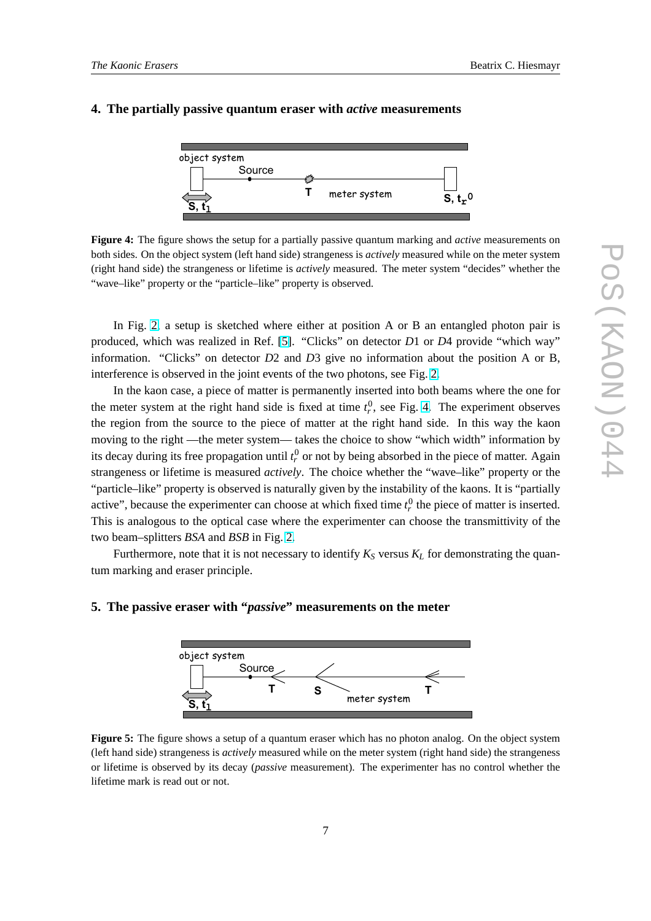## 4. The partially passive quantum eraser with *active* measurements

**Figure 4:** The figure shows the setup for a partially passive quantum marking and *active* measurements on both sides. On the object system (left hand side) strangeness is *actively* measured while on the meter system (right hand side) the strangeness or lifetime is *actively* measured. The meter system "decides" whether the "wave–like" property or the "particle–like" property is observed.

In Fig. 2, a setup is sketched where either at position A or B an entangled photon pair is produced, which was realized in Ref. [5]. "Clicks" on detector *D*1 or *D*4 provide "which way" information. "Clicks" on detector *D*2 and *D*3 give no information about the position A or B, interference is observed in the joint events of the two photons, see Fig. 2.

In the kaon case, a piece of matter is permanently inserted into both beams where the one for the meter system at the right hand side is fixed at time $t_r^0$, see Fig. 4. The experiment observes the region from the source to the piece of matter at the right hand side. In this way the kaon moving to the right —the meter system— takes the choice to show "which width" information by its decay during its free propagation until $t_r^0$ or not by being absorbed in the piece of matter. Again strangeness or lifetime is measured *actively*. The choice whether the "wave–like" property or the "particle–like" property is observed is naturally given by the instability of the kaons. It is "partially active", because the experimenter can choose at which fixed time $t_r^0$ the piece of matter is inserted. This is analogous to the optical case where the experimenter can choose the transmittivity of the two beam–splitters *BSA* and *BSB* in Fig. 2.

Furthermore, note that it is not necessary to identify $K_S$ versus $K_L$ for demonstrating the quantum marking and eraser principle.

## 5. The passive eraser with "*passive*" measurements on the meter

**Figure 5:** The figure shows a setup of a quantum eraser which has no photon analog. On the object system (left hand side) strangeness is *actively* measured while on the meter system (right hand side) the strangeness or lifetime is observed by its decay (*passive* measurement). The experimenter has no control whether the lifetime mark is read out or not.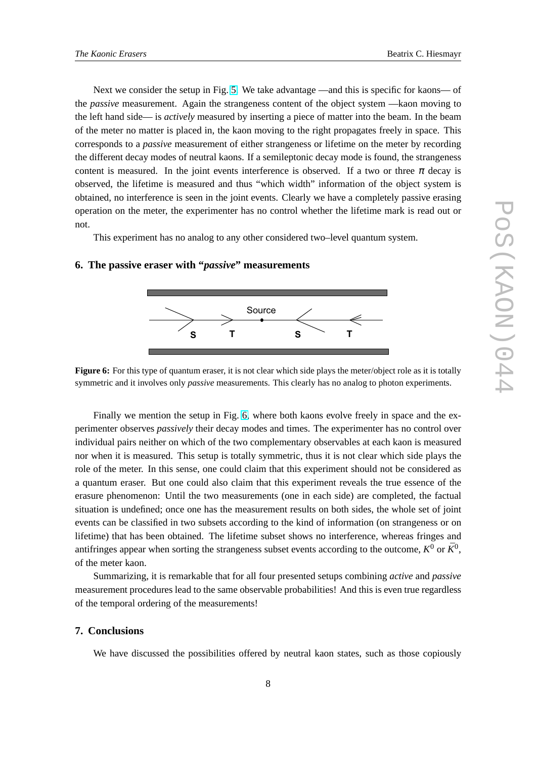Next we consider the setup in Fig. 5. We take advantage —and this is specific for kaons— of the *passive* measurement. Again the strangeness content of the object system —kaon moving to the left hand side— is *actively* measured by inserting a piece of matter into the beam. In the beam of the meter no matter is placed in, the kaon moving to the right propagates freely in space. This corresponds to a *passive* measurement of either strangeness or lifetime on the meter by recording the different decay modes of neutral kaons. If a semileptonic decay mode is found, the strangeness content is measured. In the joint events interference is observed. If a two or three $\pi$ decay is observed, the lifetime is measured and thus "which width" information of the object system is obtained, no interference is seen in the joint events. Clearly we have a completely passive erasing operation on the meter, the experimenter has no control whether the lifetime mark is read out or not.

This experiment has no analog to any other considered two–level quantum system.

## 6. The passive eraser with "*passive*" measurements

**Figure 6:** For this type of quantum eraser, it is not clear which side plays the meter/object role as it is totally symmetric and it involves only *passive* measurements. This clearly has no analog to photon experiments.

Finally we mention the setup in Fig. 6, where both kaons evolve freely in space and the experimenter observes *passively* their decay modes and times. The experimenter has no control over individual pairs neither on which of the two complementary observables at each kaon is measured nor when it is measured. This setup is totally symmetric, thus it is not clear which side plays the role of the meter. In this sense, one could claim that this experiment should not be considered as a quantum eraser. But one could also claim that this experiment reveals the true essence of the erasure phenomenon: Until the two measurements (one in each side) are completed, the factual situation is undefined; once one has the measurement results on both sides, the whole set of joint events can be classified in two subsets according to the kind of information (on strangeness or on lifetime) that has been obtained. The lifetime subset shows no interference, whereas fringes and antifringes appear when sorting the strangeness subset events according to the outcome, $K^0$ or $\bar{K}^0$, of the meter kaon.

Summarizing, it is remarkable that for all four presented setups combining *active* and *passive* measurement procedures lead to the same observable probabilities! And this is even true regardless of the temporal ordering of the measurements!

## 7. Conclusions

We have discussed the possibilities offered by neutral kaon states, such as those copiously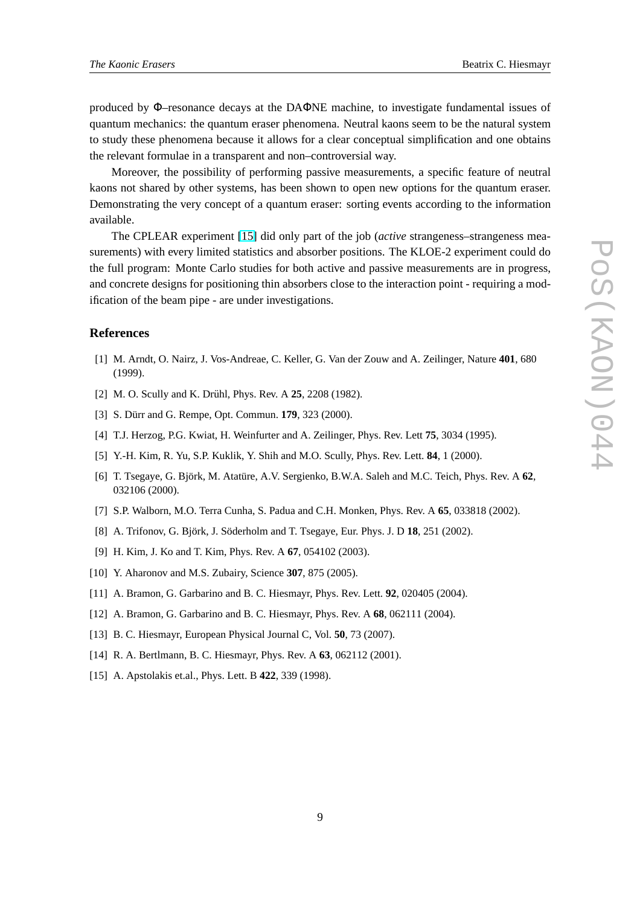produced by Φ–resonance decays at the DAΦNE machine, to investigate fundamental issues of quantum mechanics: the quantum eraser phenomena. Neutral kaons seem to be the natural system to study these phenomena because it allows for a clear conceptual simplification and one obtains the relevant formulae in a transparent and non–controversial way.

Moreover, the possibility of performing passive measurements, a specific feature of neutral kaons not shared by other systems, has been shown to open new options for the quantum eraser. Demonstrating the very concept of a quantum eraser: sorting events according to the information available.

The CPLEAR experiment [15] did only part of the job (*active* strangeness–strangeness measurements) with every limited statistics and absorber positions. The KLOE-2 experiment could do the full program: Monte Carlo studies for both active and passive measurements are in progress, and concrete designs for positioning thin absorbers close to the interaction point - requiring a modification of the beam pipe - are under investigations.

## References

[1] M. Arndt, O. Nairz, J. Vos-Andreae, C. Keller, G. Van der Zouw and A. Zeilinger, Nature **401**, 680 (1999).

[2] M. O. Scully and K. Drühl, Phys. Rev. A **25**, 2208 (1982).

[3] S. Dürr and G. Rempe, Opt. Commun. **179**, 323 (2000).

[4] T.J. Herzog, P.G. Kwiat, H. Weinfurter and A. Zeilinger, Phys. Rev. Lett **75**, 3034 (1995).

[5] Y.-H. Kim, R. Yu, S.P. Kuklik, Y. Shih and M.O. Scully, Phys. Rev. Lett. **84**, 1 (2000).

[6] T. Tsegaye, G. Björk, M. Atatüre, A.V. Sergienko, B.W.A. Saleh and M.C. Teich, Phys. Rev. A **62**, 032106 (2000).

[7] S.P. Walborn, M.O. Terra Cunha, S. Padua and C.H. Monken, Phys. Rev. A **65**, 033818 (2002).

[8] A. Trifonov, G. Björk, J. Söderholm and T. Tsegaye, Eur. Phys. J. D **18**, 251 (2002).

[9] H. Kim, J. Ko and T. Kim, Phys. Rev. A **67**, 054102 (2003).

[10] Y. Aharonov and M.S. Zubairy, Science **307**, 875 (2005).

[11] A. Bramon, G. Garbarino and B. C. Hiesmayr, Phys. Rev. Lett. **92**, 020405 (2004).

[12] A. Bramon, G. Garbarino and B. C. Hiesmayr, Phys. Rev. A **68**, 062111 (2004).

[13] B. C. Hiesmayr, European Physical Journal C, Vol. **50**, 73 (2007).

[14] R. A. Bertlmann, B. C. Hiesmayr, Phys. Rev. A **63**, 062112 (2001).

[15] A. Apstolakis et.al., Phys. Lett. B **422**, 339 (1998).